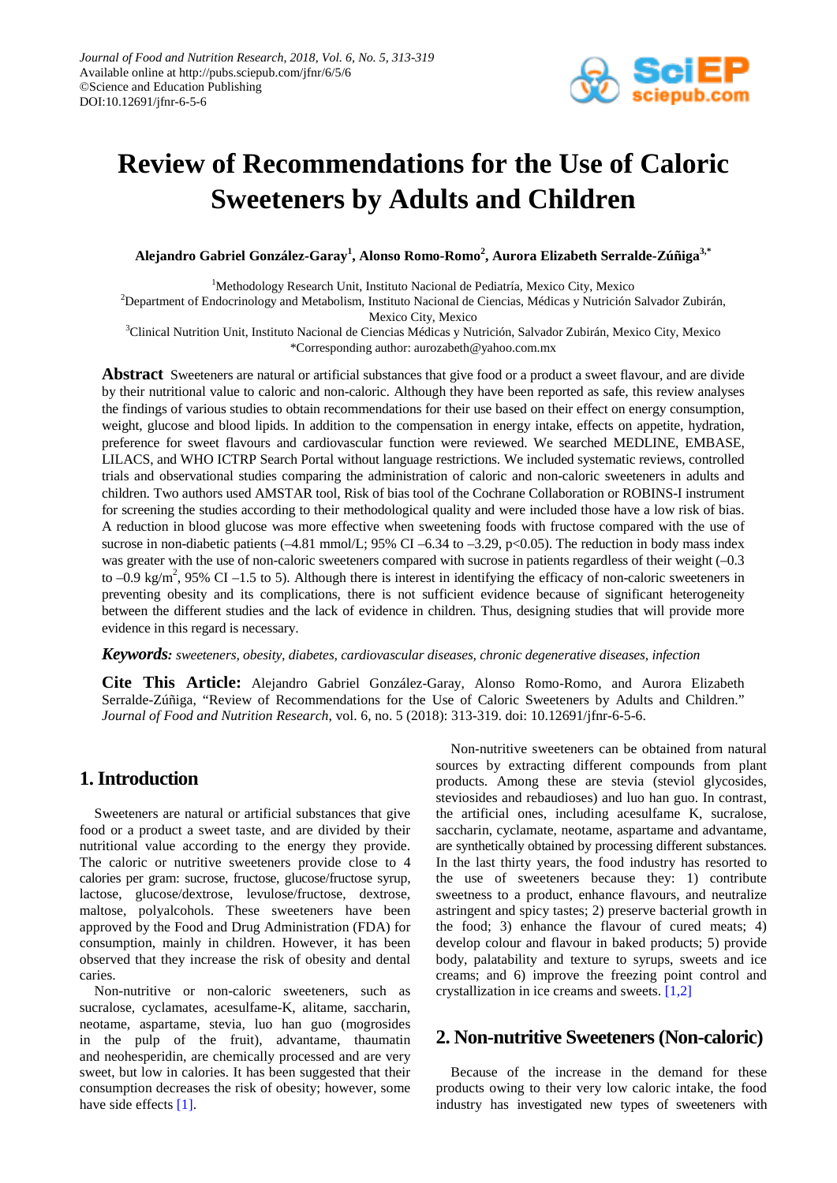*Journal of Food and Nutrition Research*, 2018, Vol. 6, No. 5, 313-319
Available online at http://pubs.sciepub.com/jfnr/6/5/6
©Science and Education Publishing
DOI:10.12691/jfnr-6-5-6

# Review of Recommendations for the Use of Caloric Sweeteners by Adults and Children

**Alejandro Gabriel González-Garay[1], Alonso Romo-Romo[2], Aurora Elizabeth Serralde-Zúñiga[3,*]**

[1]Methodology Research Unit, Instituto Nacional de Pediatría, Mexico City, Mexico
[2]Department of Endocrinology and Metabolism, Instituto Nacional de Ciencias, Médicas y Nutrición Salvador Zubirán, Mexico City, Mexico
[3]Clinical Nutrition Unit, Instituto Nacional de Ciencias Médicas y Nutrición, Salvador Zubirán, Mexico City, Mexico
*Corresponding author: aurozabeth@yahoo.com.mx

**Abstract** Sweeteners are natural or artificial substances that give food or a product a sweet flavour, and are divide by their nutritional value to caloric and non-caloric. Although they have been reported as safe, this review analyses the findings of various studies to obtain recommendations for their use based on their effect on energy consumption, weight, glucose and blood lipids. In addition to the compensation in energy intake, effects on appetite, hydration, preference for sweet flavours and cardiovascular function were reviewed. We searched MEDLINE, EMBASE, LILACS, and WHO ICTRP Search Portal without language restrictions. We included systematic reviews, controlled trials and observational studies comparing the administration of caloric and non-caloric sweeteners in adults and children. Two authors used AMSTAR tool, Risk of bias tool of the Cochrane Collaboration or ROBINS-I instrument for screening the studies according to their methodological quality and were included those have a low risk of bias. A reduction in blood glucose was more effective when sweetening foods with fructose compared with the use of sucrose in non-diabetic patients (–4.81 mmol/L; 95% CI –6.34 to –3.29, $p<0.05$). The reduction in body mass index was greater with the use of non-caloric sweeteners compared with sucrose in patients regardless of their weight (–0.3 to –0.9 kg/m$^2$, 95% CI –1.5 to 5). Although there is interest in identifying the efficacy of non-caloric sweeteners in preventing obesity and its complications, there is not sufficient evidence because of significant heterogeneity between the different studies and the lack of evidence in children. Thus, designing studies that will provide more evidence in this regard is necessary.

***Keywords:*** *sweeteners, obesity, diabetes, cardiovascular diseases, chronic degenerative diseases, infection*

**Cite This Article:** Alejandro Gabriel González-Garay, Alonso Romo-Romo, and Aurora Elizabeth Serralde-Zúñiga, "Review of Recommendations for the Use of Caloric Sweeteners by Adults and Children." *Journal of Food and Nutrition Research*, vol. 6, no. 5 (2018): 313-319. doi: 10.12691/jfnr-6-5-6.

## 1. Introduction

Sweeteners are natural or artificial substances that give food or a product a sweet taste, and are divided by their nutritional value according to the energy they provide. The caloric or nutritive sweeteners provide close to 4 calories per gram: sucrose, fructose, glucose/fructose syrup, lactose, glucose/dextrose, levulose/fructose, dextrose, maltose, polyalcohols. These sweeteners have been approved by the Food and Drug Administration (FDA) for consumption, mainly in children. However, it has been observed that they increase the risk of obesity and dental caries.

Non-nutritive or non-caloric sweeteners, such as sucralose, cyclamates, acesulfame-K, alitame, saccharin, neotame, aspartame, stevia, luo han guo (mogrosides in the pulp of the fruit), advantame, thaumatin and neohesperidin, are chemically processed and are very sweet, but low in calories. It has been suggested that their consumption decreases the risk of obesity; however, some have side effects [1].

Non-nutritive sweeteners can be obtained from natural sources by extracting different compounds from plant products. Among these are stevia (steviol glycosides, steviosides and rebaudioses) and luo han guo. In contrast, the artificial ones, including acesulfame K, sucralose, saccharin, cyclamate, neotame, aspartame and advantame, are synthetically obtained by processing different substances. In the last thirty years, the food industry has resorted to the use of sweeteners because they: 1) contribute sweetness to a product, enhance flavours, and neutralize astringent and spicy tastes; 2) preserve bacterial growth in the food; 3) enhance the flavour of cured meats; 4) develop colour and flavour in baked products; 5) provide body, palatability and texture to syrups, sweets and ice creams; and 6) improve the freezing point control and crystallization in ice creams and sweets. [1,2]

## 2. Non-nutritive Sweeteners (Non-caloric)

Because of the increase in the demand for these products owing to their very low caloric intake, the food industry has investigated new types of sweeteners with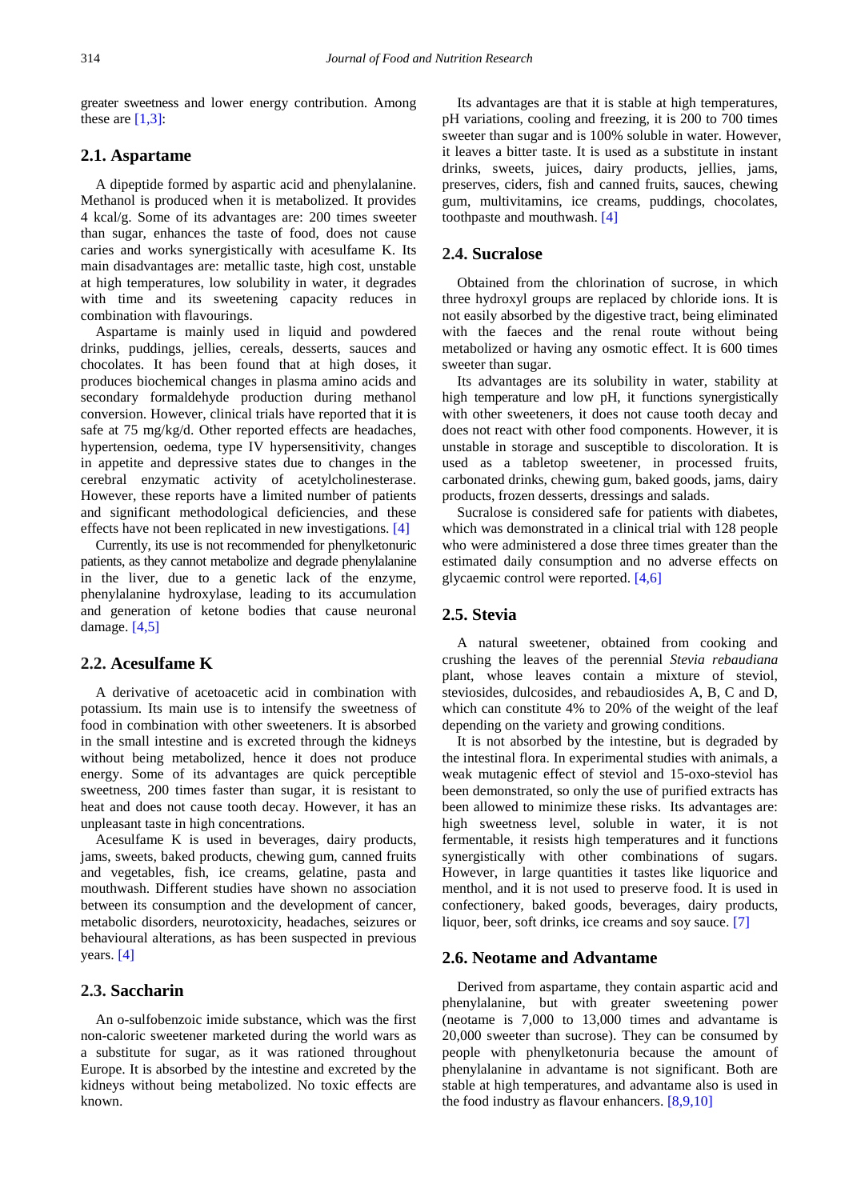greater sweetness and lower energy contribution. Among these are [1,3]:

## 2.1. Aspartame

A dipeptide formed by aspartic acid and phenylalanine. Methanol is produced when it is metabolized. It provides 4 kcal/g. Some of its advantages are: 200 times sweeter than sugar, enhances the taste of food, does not cause caries and works synergistically with acesulfame K. Its main disadvantages are: metallic taste, high cost, unstable at high temperatures, low solubility in water, it degrades with time and its sweetening capacity reduces in combination with flavourings.

Aspartame is mainly used in liquid and powdered drinks, puddings, jellies, cereals, desserts, sauces and chocolates. It has been found that at high doses, it produces biochemical changes in plasma amino acids and secondary formaldehyde production during methanol conversion. However, clinical trials have reported that it is safe at 75 mg/kg/d. Other reported effects are headaches, hypertension, oedema, type IV hypersensitivity, changes in appetite and depressive states due to changes in the cerebral enzymatic activity of acetylcholinesterase. However, these reports have a limited number of patients and significant methodological deficiencies, and these effects have not been replicated in new investigations. [4]

Currently, its use is not recommended for phenylketonuric patients, as they cannot metabolize and degrade phenylalanine in the liver, due to a genetic lack of the enzyme, phenylalanine hydroxylase, leading to its accumulation and generation of ketone bodies that cause neuronal damage. [4,5]

## 2.2. Acesulfame K

A derivative of acetoacetic acid in combination with potassium. Its main use is to intensify the sweetness of food in combination with other sweeteners. It is absorbed in the small intestine and is excreted through the kidneys without being metabolized, hence it does not produce energy. Some of its advantages are quick perceptible sweetness, 200 times faster than sugar, it is resistant to heat and does not cause tooth decay. However, it has an unpleasant taste in high concentrations.

Acesulfame K is used in beverages, dairy products, jams, sweets, baked products, chewing gum, canned fruits and vegetables, fish, ice creams, gelatine, pasta and mouthwash. Different studies have shown no association between its consumption and the development of cancer, metabolic disorders, neurotoxicity, headaches, seizures or behavioural alterations, as has been suspected in previous years. [4]

## 2.3. Saccharin

An o-sulfobenzoic imide substance, which was the first non-caloric sweetener marketed during the world wars as a substitute for sugar, as it was rationed throughout Europe. It is absorbed by the intestine and excreted by the kidneys without being metabolized. No toxic effects are known.

Its advantages are that it is stable at high temperatures, pH variations, cooling and freezing, it is 200 to 700 times sweeter than sugar and is 100% soluble in water. However, it leaves a bitter taste. It is used as a substitute in instant drinks, sweets, juices, dairy products, jellies, jams, preserves, ciders, fish and canned fruits, sauces, chewing gum, multivitamins, ice creams, puddings, chocolates, toothpaste and mouthwash. [4]

## 2.4. Sucralose

Obtained from the chlorination of sucrose, in which three hydroxyl groups are replaced by chloride ions. It is not easily absorbed by the digestive tract, being eliminated with the faeces and the renal route without being metabolized or having any osmotic effect. It is 600 times sweeter than sugar.

Its advantages are its solubility in water, stability at high temperature and low pH, it functions synergistically with other sweeteners, it does not cause tooth decay and does not react with other food components. However, it is unstable in storage and susceptible to discoloration. It is used as a tabletop sweetener, in processed fruits, carbonated drinks, chewing gum, baked goods, jams, dairy products, frozen desserts, dressings and salads.

Sucralose is considered safe for patients with diabetes, which was demonstrated in a clinical trial with 128 people who were administered a dose three times greater than the estimated daily consumption and no adverse effects on glycaemic control were reported. [4,6]

## 2.5. Stevia

A natural sweetener, obtained from cooking and crushing the leaves of the perennial *Stevia rebaudiana* plant, whose leaves contain a mixture of steviol, steviosides, dulcosides, and rebaudiosides A, B, C and D, which can constitute 4% to 20% of the weight of the leaf depending on the variety and growing conditions.

It is not absorbed by the intestine, but is degraded by the intestinal flora. In experimental studies with animals, a weak mutagenic effect of steviol and 15-oxo-steviol has been demonstrated, so only the use of purified extracts has been allowed to minimize these risks. Its advantages are: high sweetness level, soluble in water, it is not fermentable, it resists high temperatures and it functions synergistically with other combinations of sugars. However, in large quantities it tastes like liquorice and menthol, and it is not used to preserve food. It is used in confectionery, baked goods, beverages, dairy products, liquor, beer, soft drinks, ice creams and soy sauce. [7]

## 2.6. Neotame and Advantame

Derived from aspartame, they contain aspartic acid and phenylalanine, but with greater sweetening power (neotame is 7,000 to 13,000 times and advantame is 20,000 sweeter than sucrose). They can be consumed by people with phenylketonuria because the amount of phenylalanine in advantame is not significant. Both are stable at high temperatures, and advantame also is used in the food industry as flavour enhancers. [8,9,10]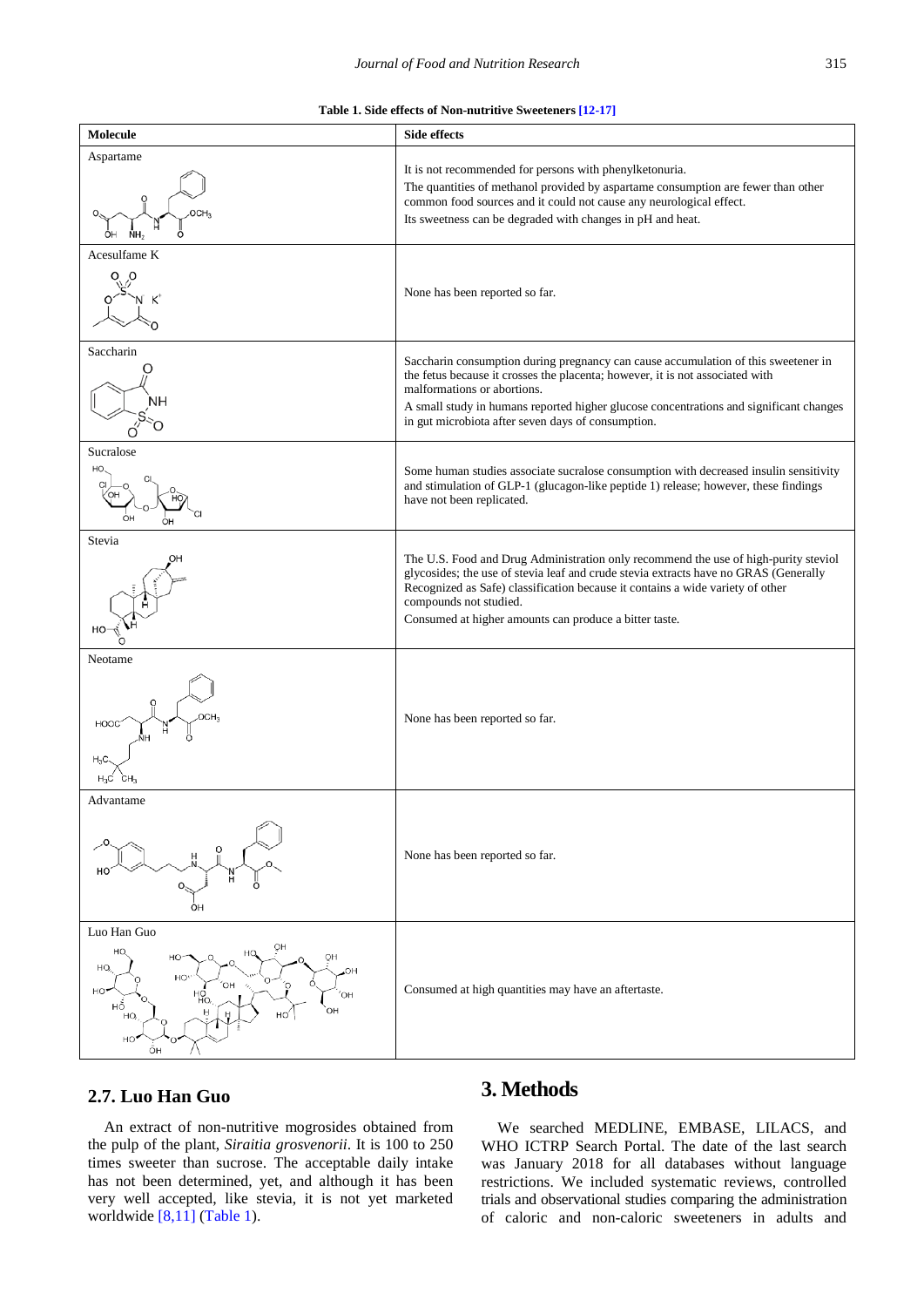**Table 1. Side effects of Non-nutritive Sweeteners [12-17]**

| Molecule | Side effects |
| --- | --- |
| Aspartame | It is not recommended for persons with phenylketonuria. The quantities of methanol provided by aspartame consumption are fewer than other common food sources and it could not cause any neurological effect. Its sweetness can be degraded with changes in pH and heat. |
| Acesulfame K | None has been reported so far. |
| Saccharin | Saccharin consumption during pregnancy can cause accumulation of this sweetener in the fetus because it crosses the placenta; however, it is not associated with malformations or abortions. A small study in humans reported higher glucose concentrations and significant changes in gut microbiota after seven days of consumption. |
| Sucralose | Some human studies associate sucralose consumption with decreased insulin sensitivity and stimulation of GLP-1 (glucagon-like peptide 1) release; however, these findings have not been replicated. |
| Stevia | The U.S. Food and Drug Administration only recommend the use of high-purity steviol glycosides; the use of stevia leaf and crude stevia extracts have no GRAS (Generally Recognized as Safe) classification because it contains a wide variety of other compounds not studied. Consumed at higher amounts can produce a bitter taste. |
| Neotame | None has been reported so far. |
| Advantame | None has been reported so far. |
| Luo Han Guo | Consumed at high quantities may have an aftertaste. |

## 2.7. Luo Han Guo

An extract of non-nutritive mogrosides obtained from the pulp of the plant, *Siraitia grosvenorii*. It is 100 to 250 times sweeter than sucrose. The acceptable daily intake has not been determined, yet, and although it has been very well accepted, like stevia, it is not yet marketed worldwide [8,11] (Table 1).

# 3. Methods

We searched MEDLINE, EMBASE, LILACS, and WHO ICTRP Search Portal. The date of the last search was January 2018 for all databases without language restrictions. We included systematic reviews, controlled trials and observational studies comparing the administration of caloric and non-caloric sweeteners in adults and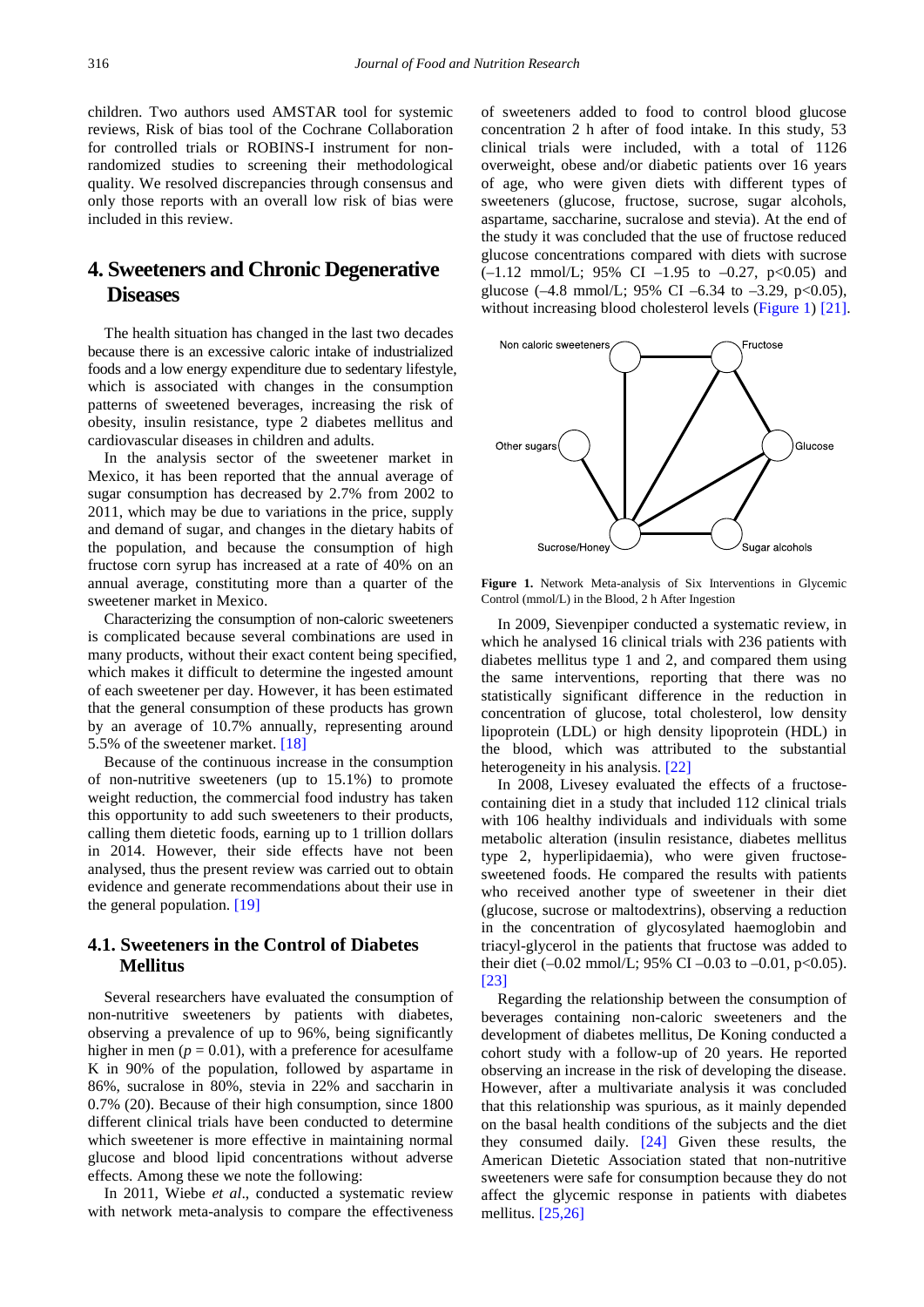children. Two authors used AMSTAR tool for systemic reviews, Risk of bias tool of the Cochrane Collaboration for controlled trials or ROBINS-I instrument for non-randomized studies to screening their methodological quality. We resolved discrepancies through consensus and only those reports with an overall low risk of bias were included in this review.

## 4. Sweeteners and Chronic Degenerative Diseases

The health situation has changed in the last two decades because there is an excessive caloric intake of industrialized foods and a low energy expenditure due to sedentary lifestyle, which is associated with changes in the consumption patterns of sweetened beverages, increasing the risk of obesity, insulin resistance, type 2 diabetes mellitus and cardiovascular diseases in children and adults.

In the analysis sector of the sweetener market in Mexico, it has been reported that the annual average of sugar consumption has decreased by 2.7% from 2002 to 2011, which may be due to variations in the price, supply and demand of sugar, and changes in the dietary habits of the population, and because the consumption of high fructose corn syrup has increased at a rate of 40% on an annual average, constituting more than a quarter of the sweetener market in Mexico.

Characterizing the consumption of non-caloric sweeteners is complicated because several combinations are used in many products, without their exact content being specified, which makes it difficult to determine the ingested amount of each sweetener per day. However, it has been estimated that the general consumption of these products has grown by an average of 10.7% annually, representing around 5.5% of the sweetener market. [18]

Because of the continuous increase in the consumption of non-nutritive sweeteners (up to 15.1%) to promote weight reduction, the commercial food industry has taken this opportunity to add such sweeteners to their products, calling them dietetic foods, earning up to 1 trillion dollars in 2014. However, their side effects have not been analysed, thus the present review was carried out to obtain evidence and generate recommendations about their use in the general population. [19]

### 4.1. Sweeteners in the Control of Diabetes Mellitus

Several researchers have evaluated the consumption of non-nutritive sweeteners by patients with diabetes, observing a prevalence of up to 96%, being significantly higher in men ($p = 0.01$), with a preference for acesulfame K in 90% of the population, followed by aspartame in 86%, sucralose in 80%, stevia in 22% and saccharin in 0.7% (20). Because of their high consumption, since 1800 different clinical trials have been conducted to determine which sweetener is more effective in maintaining normal glucose and blood lipid concentrations without adverse effects. Among these we note the following:

In 2011, Wiebe *et al*., conducted a systematic review with network meta-analysis to compare the effectiveness of sweeteners added to food to control blood glucose concentration 2 h after of food intake. In this study, 53 clinical trials were included, with a total of 1126 overweight, obese and/or diabetic patients over 16 years of age, who were given diets with different types of sweeteners (glucose, fructose, sucrose, sugar alcohols, aspartame, saccharine, sucralose and stevia). At the end of the study it was concluded that the use of fructose reduced glucose concentrations compared with diets with sucrose (–1.12 mmol/L; 95% CI –1.95 to –0.27, $p<0.05$) and glucose (–4.8 mmol/L; 95% CI –6.34 to –3.29, $p<0.05$), without increasing blood cholesterol levels (Figure 1) [21].

Non caloric sweeteners — Fructose — Other sugars — Glucose — Sucrose/Honey — Sugar alcohols

**Figure 1.** Network Meta-analysis of Six Interventions in Glycemic Control (mmol/L) in the Blood, 2 h After Ingestion

In 2009, Sievenpiper conducted a systematic review, in which he analysed 16 clinical trials with 236 patients with diabetes mellitus type 1 and 2, and compared them using the same interventions, reporting that there was no statistically significant difference in the reduction in concentration of glucose, total cholesterol, low density lipoprotein (LDL) or high density lipoprotein (HDL) in the blood, which was attributed to the substantial heterogeneity in his analysis. [22]

In 2008, Livesey evaluated the effects of a fructose-containing diet in a study that included 112 clinical trials with 106 healthy individuals and individuals with some metabolic alteration (insulin resistance, diabetes mellitus type 2, hyperlipidaemia), who were given fructose-sweetened foods. He compared the results with patients who received another type of sweetener in their diet (glucose, sucrose or maltodextrins), observing a reduction in the concentration of glycosylated haemoglobin and triacyl-glycerol in the patients that fructose was added to their diet (–0.02 mmol/L; 95% CI –0.03 to –0.01, $p<0.05$). [23]

Regarding the relationship between the consumption of beverages containing non-caloric sweeteners and the development of diabetes mellitus, De Koning conducted a cohort study with a follow-up of 20 years. He reported observing an increase in the risk of developing the disease. However, after a multivariate analysis it was concluded that this relationship was spurious, as it mainly depended on the basal health conditions of the subjects and the diet they consumed daily. [24] Given these results, the American Dietetic Association stated that non-nutritive sweeteners were safe for consumption because they do not affect the glycemic response in patients with diabetes mellitus. [25,26]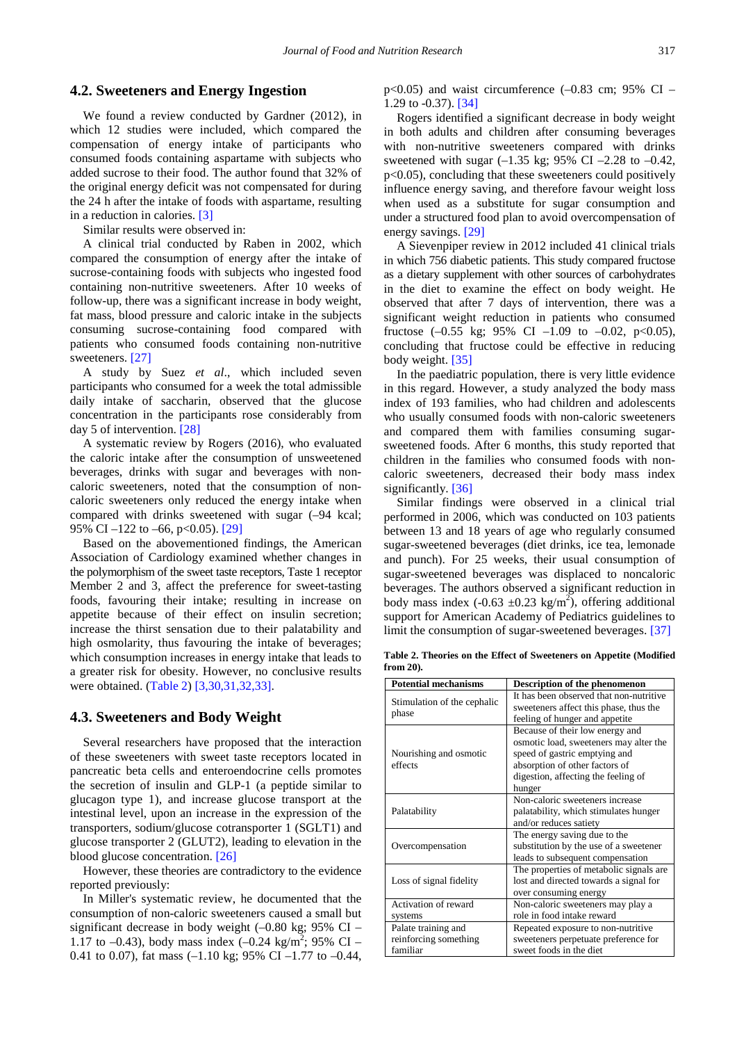## 4.2. Sweeteners and Energy Ingestion

We found a review conducted by Gardner (2012), in which 12 studies were included, which compared the compensation of energy intake of participants who consumed foods containing aspartame with subjects who added sucrose to their food. The author found that 32% of the original energy deficit was not compensated for during the 24 h after the intake of foods with aspartame, resulting in a reduction in calories. [3]

Similar results were observed in:

A clinical trial conducted by Raben in 2002, which compared the consumption of energy after the intake of sucrose-containing foods with subjects who ingested food containing non-nutritive sweeteners. After 10 weeks of follow-up, there was a significant increase in body weight, fat mass, blood pressure and caloric intake in the subjects consuming sucrose-containing food compared with patients who consumed foods containing non-nutritive sweeteners. [27]

A study by Suez *et al*., which included seven participants who consumed for a week the total admissible daily intake of saccharin, observed that the glucose concentration in the participants rose considerably from day 5 of intervention. [28]

A systematic review by Rogers (2016), who evaluated the caloric intake after the consumption of unsweetened beverages, drinks with sugar and beverages with non-caloric sweeteners, noted that the consumption of non-caloric sweeteners only reduced the energy intake when compared with drinks sweetened with sugar (–94 kcal; 95% CI –122 to –66, $p<0.05$). [29]

Based on the abovementioned findings, the American Association of Cardiology examined whether changes in the polymorphism of the sweet taste receptors, Taste 1 receptor Member 2 and 3, affect the preference for sweet-tasting foods, favouring their intake; resulting in increase on appetite because of their effect on insulin secretion; increase the thirst sensation due to their palatability and high osmolarity, thus favouring the intake of beverages; which consumption increases in energy intake that leads to a greater risk for obesity. However, no conclusive results were obtained. (Table 2) [3,30,31,32,33].

## 4.3. Sweeteners and Body Weight

Several researchers have proposed that the interaction of these sweeteners with sweet taste receptors located in pancreatic beta cells and enteroendocrine cells promotes the secretion of insulin and GLP-1 (a peptide similar to glucagon type 1), and increase glucose transport at the intestinal level, upon an increase in the expression of the transporters, sodium/glucose cotransporter 1 (SGLT1) and glucose transporter 2 (GLUT2), leading to elevation in the blood glucose concentration. [26]

However, these theories are contradictory to the evidence reported previously:

In Miller's systematic review, he documented that the consumption of non-caloric sweeteners caused a small but significant decrease in body weight (–0.80 kg; 95% CI –1.17 to –0.43), body mass index (–0.24 kg/m$^2$; 95% CI –0.41 to 0.07), fat mass (–1.10 kg; 95% CI –1.77 to –0.44, $p<0.05$) and waist circumference (–0.83 cm; 95% CI –1.29 to -0.37). [34]

Rogers identified a significant decrease in body weight in both adults and children after consuming beverages with non-nutritive sweeteners compared with drinks sweetened with sugar (–1.35 kg; 95% CI –2.28 to –0.42, $p<0.05$), concluding that these sweeteners could positively influence energy saving, and therefore favour weight loss when used as a substitute for sugar consumption and under a structured food plan to avoid overcompensation of energy savings. [29]

A Sievenpiper review in 2012 included 41 clinical trials in which 756 diabetic patients. This study compared fructose as a dietary supplement with other sources of carbohydrates in the diet to examine the effect on body weight. He observed that after 7 days of intervention, there was a significant weight reduction in patients who consumed fructose (–0.55 kg; 95% CI –1.09 to –0.02, $p<0.05$), concluding that fructose could be effective in reducing body weight. [35]

In the paediatric population, there is very little evidence in this regard. However, a study analyzed the body mass index of 193 families, who had children and adolescents who usually consumed foods with non-caloric sweeteners and compared them with families consuming sugar-sweetened foods. After 6 months, this study reported that children in the families who consumed foods with non-caloric sweeteners, decreased their body mass index significantly. [36]

Similar findings were observed in a clinical trial performed in 2006, which was conducted on 103 patients between 13 and 18 years of age who regularly consumed sugar-sweetened beverages (diet drinks, ice tea, lemonade and punch). For 25 weeks, their usual consumption of sugar-sweetened beverages was displaced to noncaloric beverages. The authors observed a significant reduction in body mass index (-0.63 ±0.23 kg/m$^2$), offering additional support for American Academy of Pediatrics guidelines to limit the consumption of sugar-sweetened beverages. [37]

**Table 2. Theories on the Effect of Sweeteners on Appetite (Modified from 20).**

| Potential mechanisms | Description of the phenomenon |
|---|---|
| Stimulation of the cephalic phase | It has been observed that non-nutritive sweeteners affect this phase, thus the feeling of hunger and appetite |
| Nourishing and osmotic effects | Because of their low energy and osmotic load, sweeteners may alter the speed of gastric emptying and absorption of other factors of digestion, affecting the feeling of hunger |
| Palatability | Non-caloric sweeteners increase palatability, which stimulates hunger and/or reduces satiety |
| Overcompensation | The energy saving due to the substitution by the use of a sweetener leads to subsequent compensation |
| Loss of signal fidelity | The properties of metabolic signals are lost and directed towards a signal for over consuming energy |
| Activation of reward systems | Non-caloric sweeteners may play a role in food intake reward |
| Palate training and reinforcing something familiar | Repeated exposure to non-nutritive sweeteners perpetuate preference for sweet foods in the diet |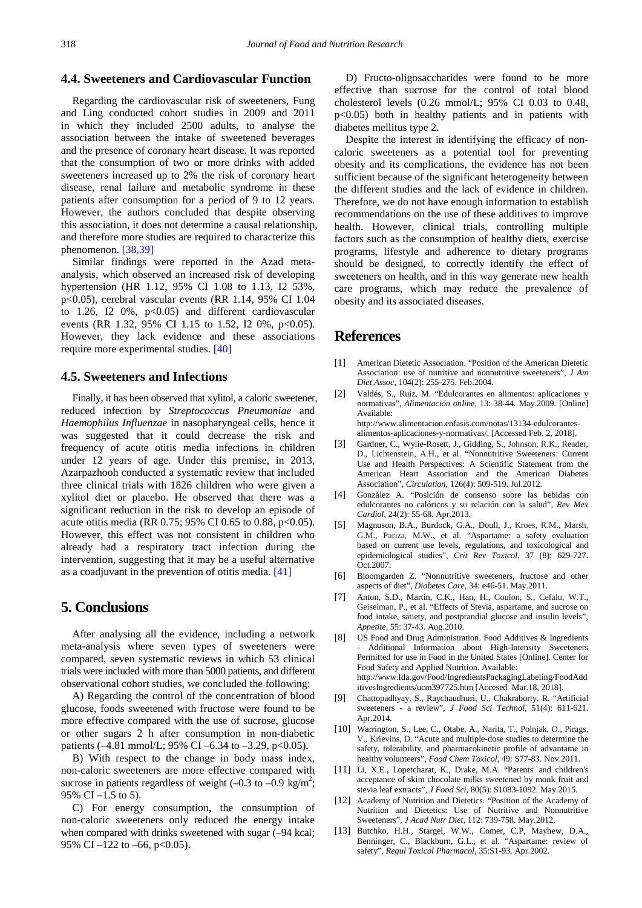### 4.4. Sweeteners and Cardiovascular Function

Regarding the cardiovascular risk of sweeteners, Fung and Ling conducted cohort studies in 2009 and 2011 in which they included 2500 adults, to analyse the association between the intake of sweetened beverages and the presence of coronary heart disease. It was reported that the consumption of two or more drinks with added sweeteners increased up to 2% the risk of coronary heart disease, renal failure and metabolic syndrome in these patients after consumption for a period of 9 to 12 years. However, the authors concluded that despite observing this association, it does not determine a causal relationship, and therefore more studies are required to characterize this phenomenon. [38,39]

Similar findings were reported in the Azad meta-analysis, which observed an increased risk of developing hypertension (HR 1.12, 95% CI 1.08 to 1.13, I2 53%, $p<0.05$), cerebral vascular events (RR 1.14, 95% CI 1.04 to 1.26, I2 0%, $p<0.05$) and different cardiovascular events (RR 1.32, 95% CI 1.15 to 1.52, I2 0%, $p<0.05$). However, they lack evidence and these associations require more experimental studies. [40]

### 4.5. Sweeteners and Infections

Finally, it has been observed that xylitol, a caloric sweetener, reduced infection by *Streptococcus Pneumoniae* and *Haemophilus Influenzae* in nasopharyngeal cells, hence it was suggested that it could decrease the risk and frequency of acute otitis media infections in children under 12 years of age. Under this premise, in 2013, Azarpazhooh conducted a systematic review that included three clinical trials with 1826 children who were given a xylitol diet or placebo. He observed that there was a significant reduction in the risk to develop an episode of acute otitis media (RR 0.75; 95% CI 0.65 to 0.88, $p<0.05$). However, this effect was not consistent in children who already had a respiratory tract infection during the intervention, suggesting that it may be a useful alternative as a coadjuvant in the prevention of otitis media. [41]

## 5. Conclusions

After analysing all the evidence, including a network meta-analysis where seven types of sweeteners were compared, seven systematic reviews in which 53 clinical trials were included with more than 5000 patients, and different observational cohort studies, we concluded the following:

A) Regarding the control of the concentration of blood glucose, foods sweetened with fructose were found to be more effective compared with the use of sucrose, glucose or other sugars 2 h after consumption in non-diabetic patients (–4.81 mmol/L; 95% CI –6.34 to –3.29, $p<0.05$).

B) With respect to the change in body mass index, non-caloric sweeteners are more effective compared with sucrose in patients regardless of weight (–0.3 to –0.9 kg/m$^2$; 95% CI –1.5 to 5).

C) For energy consumption, the consumption of non-caloric sweeteners only reduced the energy intake when compared with drinks sweetened with sugar (–94 kcal; 95% CI –122 to –66, $p<0.05$).

D) Fructo-oligosaccharides were found to be more effective than sucrose for the control of total blood cholesterol levels (0.26 mmol/L; 95% CI 0.03 to 0.48, $p<0.05$) both in healthy patients and in patients with diabetes mellitus type 2.

Despite the interest in identifying the efficacy of non-caloric sweeteners as a potential tool for preventing obesity and its complications, the evidence has not been sufficient because of the significant heterogeneity between the different studies and the lack of evidence in children. Therefore, we do not have enough information to establish recommendations on the use of these additives to improve health. However, clinical trials, controlling multiple factors such as the consumption of healthy diets, exercise programs, lifestyle and adherence to dietary programs should be designed, to correctly identify the effect of sweeteners on health, and in this way generate new health care programs, which may reduce the prevalence of obesity and its associated diseases.

## References

[1] American Dietetic Association. "Position of the American Dietetic Association: use of nutritive and nonnutritive sweeteners", *J Am Diet Assoc*, 104(2): 255-275. Feb.2004.

[2] Valdés, S., Ruiz, M. "Edulcorantes en alimentos: aplicaciones y normativas", *Alimentación online*, 13: 38-44. May.2009. [Online] Available: http://www.alimentacion.enfasis.com/notas/13134-edulcorantes-alimentos-aplicaciones-y-normativas/. [Accessed Feb. 2, 2018].

[3] Gardner, C., Wylie-Rosett, J., Gidding, S., Johnson, R.K., Reader, D., Lichtenstein, A.H., et al. "Nonnutritive Sweeteners: Current Use and Health Perspectives: A Scientific Statement from the American Heart Association and the American Diabetes Association", *Circulation*, 126(4): 509-519. Jul.2012.

[4] González A. "Posición de consenso sobre las bebidas con edulcorantes no calóricos y su relación con la salud", *Rev Mex Cardiol*, 24(2): 55-68. Apr.2013.

[5] Magnuson, B.A., Burdock, G.A., Doull, J., Kroes, R.M., Marsh, G.M., Pariza, M.W., et al. "Aspartame: a safety evaluation based on current use levels, regulations, and toxicological and epidemiological studies", *Crit Rev Toxicol*, 37 (8): 629-727. Oct.2007.

[6] Bloomgarden Z. "Nonnutritive sweeteners, fructose and other aspects of diet", *Diabetes Care*, 34: e46-51. May.2011.

[7] Anton, S.D., Martin, C.K., Han, H., Coulon, S., Cefalu, W.T., Geiselman, P., et al. "Effects of Stevia, aspartame, and sucrose on food intake, satiety, and postprandial glucose and insulin levels", *Appetite*, 55: 37-43. Aug.2010.

[8] US Food and Drug Administration. Food Additives & Ingredients - Additional Information about High-Intensity Sweeteners Permitted for use in Food in the United States [Online]. Center for Food Safety and Applied Nutrition. Available: http://www.fda.gov/Food/IngredientsPackagingLabeling/FoodAdditivesIngredients/ucm397725.htm [Accesed Mar.18, 2018].

[9] Chattopadhyay, S., Raychaudhuri, U., Chakraborty, R. "Artificial sweeteners - a review", *J Food Sci Technol*, 51(4): 611-621. Apr.2014.

[10] Warrington, S., Lee, C., Otabe, A., Narita, T., Polnjak, O., Pirags, V., Krievins, D. "Acute and multiple-dose studies to determine the safety, tolerability, and pharmacokinetic profile of advantame in healthy volunteers", *Food Chem Toxicol*, 49: S77-83. Nov.2011.

[11] Li, X.E., Lopetcharat, K., Drake, M.A. "Parents' and children's acceptance of skim chocolate milks sweetened by monk fruit and stevia leaf extracts", *J Food Sci*, 80(5): S1083-1092. May.2015.

[12] Academy of Nutrition and Dietetics. "Position of the Academy of Nutrition and Dietetics: Use of Nutritive and Nonnutritive Sweeteners", *J Acad Nutr Diet*, 112: 739-758. May.2012.

[13] Butchko, H.H., Stargel, W.W., Comer, C.P, Mayhew, D.A., Benninger, C., Blackburn, G.L., et al. "Aspartame: review of safety", *Regul Toxicol Pharmacol*, 35:S1-93. Apr.2002.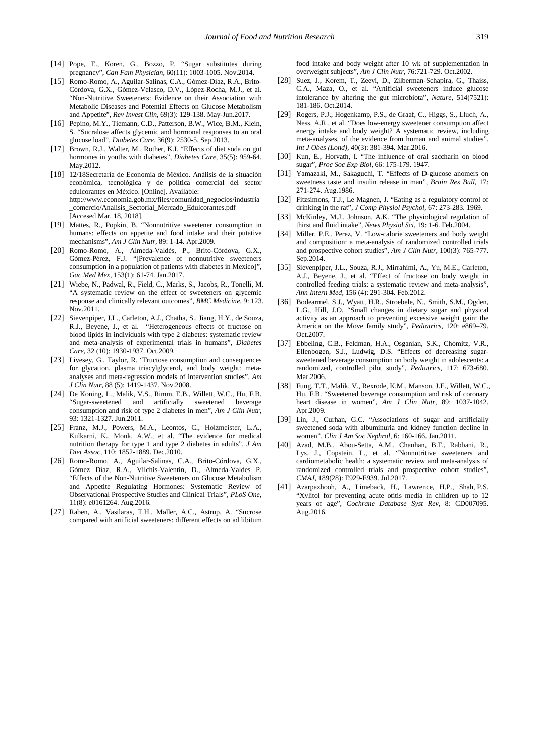[14] Pope, E., Koren, G., Bozzo, P. "Sugar substitutes during pregnancy", *Can Fam Physician*, 60(11): 1003-1005. Nov.2014.

[15] Romo-Romo, A., Aguilar-Salinas, C.A., Gómez-Díaz, R.A., Brito-Córdova, G.X., Gómez-Velasco, D.V., López-Rocha, M.J., et al. "Non-Nutritive Sweeteners: Evidence on their Association with Metabolic Diseases and Potential Effects on Glucose Metabolism and Appetite", *Rev Invest Clin*, 69(3): 129-138. May-Jun.2017.

[16] Pepino, M.Y., Tiemann, C.D., Patterson, B.W., Wice, B.M., Klein, S. "Sucralose affects glycemic and hormonal responses to an oral glucose load", *Diabetes Care*, 36(9): 2530-5. Sep.2013.

[17] Brown, R.J., Walter, M., Rother, K.I. "Effects of diet soda on gut hormones in youths with diabetes", *Diabetes Care*, 35(5): 959-64. May.2012.

[18] 12/18Secretaría de Economía de México. Análisis de la situación económica, tecnológica y de política comercial del sector edulcorantes en México. [Online]. Available: http://www.economia.gob.mx/files/comunidad_negocios/industria_comercio/Analisis_Sectorial_Mercado_Edulcorantes.pdf [Accesed Mar. 18, 2018].

[19] Mattes, R., Popkin, B. "Nonnutritive sweetener consumption in humans: effects on appetite and food intake and their putative mechanisms", *Am J Clin Nutr*, 89: 1-14. Apr.2009.

[20] Romo-Romo, A., Almeda-Valdés, P., Brito-Córdova, G.X., Gómez-Pérez, F.J. "[Prevalence of nonnutritive sweeteners consumption in a population of patients with diabetes in Mexico]", *Gac Med Mex*, 153(1): 61-74. Jan.2017.

[21] Wiebe, N., Padwal, R., Field, C., Marks, S., Jacobs, R., Tonelli, M. "A systematic review on the effect of sweeteners on glycemic response and clinically relevant outcomes", *BMC Medicine*, 9: 123. Nov.2011.

[22] Sievenpiper, J.L., Carleton, A.J., Chatha, S., Jiang, H.Y., de Souza, R.J., Beyene, J., et al. "Heterogeneous effects of fructose on blood lipids in individuals with type 2 diabetes: systematic review and meta-analysis of experimental trials in humans", *Diabetes Care*, 32 (10): 1930-1937. Oct.2009.

[23] Livesey, G., Taylor, R. "Fructose consumption and consequences for glycation, plasma triacylglycerol, and body weight: meta-analyses and meta-regression models of intervention studies", *Am J Clin Nutr*, 88 (5): 1419-1437. Nov.2008.

[24] De Koning, L., Malik, V.S., Rimm, E.B., Willett, W.C., Hu, F.B. "Sugar-sweetened and artificially sweetened beverage consumption and risk of type 2 diabetes in men", *Am J Clin Nutr*, 93: 1321-1327. Jun.2011.

[25] Franz, M.J., Powers, M.A., Leontos, C., Holzmeister, L.A., Kulkarni, K., Monk, A.W., et al. "The evidence for medical nutrition therapy for type 1 and type 2 diabetes in adults", *J Am Diet Assoc*, 110: 1852-1889. Dec.2010.

[26] Romo-Romo, A., Aguilar-Salinas, C.A., Brito-Córdova, G.X., Gómez Díaz, R.A., Vilchis-Valentín, D., Almeda-Valdes P. "Effects of the Non-Nutritive Sweeteners on Glucose Metabolism and Appetite Regulating Hormones: Systematic Review of Observational Prospective Studies and Clinical Trials", *PLoS One*, 11(8): e0161264. Aug.2016.

[27] Raben, A., Vasilaras, T.H., Møller, A.C., Astrup, A. "Sucrose compared with artificial sweeteners: different effects on ad libitum food intake and body weight after 10 wk of supplementation in overweight subjects", *Am J Clin Nutr*, 76:721-729. Oct.2002.

[28] Suez, J., Korem, T., Zeevi, D., Zilberman-Schapira, G., Thaiss, C.A., Maza, O., et al. "Artificial sweeteners induce glucose intolerance by altering the gut microbiota", *Nature*, 514(7521): 181-186. Oct.2014.

[29] Rogers, P.J., Hogenkamp, P.S., de Graaf, C., Higgs, S., Lluch, A., Ness, A.R., et al. "Does low-energy sweetener consumption affect energy intake and body weight? A systematic review, including meta-analyses, of the evidence from human and animal studies". *Int J Obes (Lond)*, 40(3): 381-394. Mar.2016.

[30] Kun, E., Horvath, I. "The influence of oral saccharin on blood sugar", *Proc Soc Exp Biol*, 66: 175-179. 1947.

[31] Yamazaki, M., Sakaguchi, T. "Effects of D-glucose anomers on sweetness taste and insulin release in man", *Brain Res Bull*, 17: 271-274. Aug.1986.

[32] Fitzsimons, T.J., Le Magnen, J. "Eating as a regulatory control of drinking in the rat", *J Comp Physiol Psychol*, 67: 273-283. 1969.

[33] McKinley, M.J., Johnson, A.K. "The physiological regulation of thirst and fluid intake", *News Physiol Sci*, 19: 1-6. Feb.2004.

[34] Miller, P.E., Perez, V. "Low-calorie sweeteners and body weight and composition: a meta-analysis of randomized controlled trials and prospective cohort studies", *Am J Clin Nutr*, 100(3): 765-777. Sep.2014.

[35] Sievenpiper, J.L., Souza, R.J., Mirrahimi, A., Yu, M.E., Carleton, A.J., Beyene, J., et al. "Effect of fructose on body weight in controlled feeding trials: a systematic review and meta-analysis", *Ann Intern Med*, 156 (4): 291-304. Feb.2012.

[36] Bodearmel, S.J., Wyatt, H.R., Stroebele, N., Smith, S.M., Ogden, L.G., Hill, J.O. "Small changes in dietary sugar and physical activity as an approach to preventing excessive weight gain: the America on the Move family study", *Pediatrics*, 120: e869–79. Oct.2007.

[37] Ebbeling, C.B., Feldman, H.A., Osganian, S.K., Chomitz, V.R., Ellenbogen, S.J., Ludwig, D.S. "Effects of decreasing sugar-sweetened beverage consumption on body weight in adolescents: a randomized, controlled pilot study", *Pediatrics*, 117: 673-680. Mar.2006.

[38] Fung, T.T., Malik, V., Rexrode, K.M., Manson, J.E., Willett, W.C., Hu, F.B. "Sweetened beverage consumption and risk of coronary heart disease in women", *Am J Clin Nutr*, 89: 1037-1042. Apr.2009.

[39] Lin, J., Curhan, G.C. "Associations of sugar and artificially sweetened soda with albuminuria and kidney function decline in women", *Clin J Am Soc Nephrol*, 6: 160-166. Jan.2011.

[40] Azad, M.B., Abou-Setta, A.M., Chauhan, B.F., Rabbani, R., Lys, J., Copstein, L., et al. "Nonnutritive sweeteners and cardiometabolic health: a systematic review and meta-analysis of randomized controlled trials and prospective cohort studies", *CMAJ*, 189(28): E929-E939. Jul.2017.

[41] Azarpazhooh, A., Limeback, H., Lawrence, H.P., Shah, P.S. "Xylitol for preventing acute otitis media in children up to 12 years of age", *Cochrane Database Syst Rev*, 8: CD007095. Aug.2016.